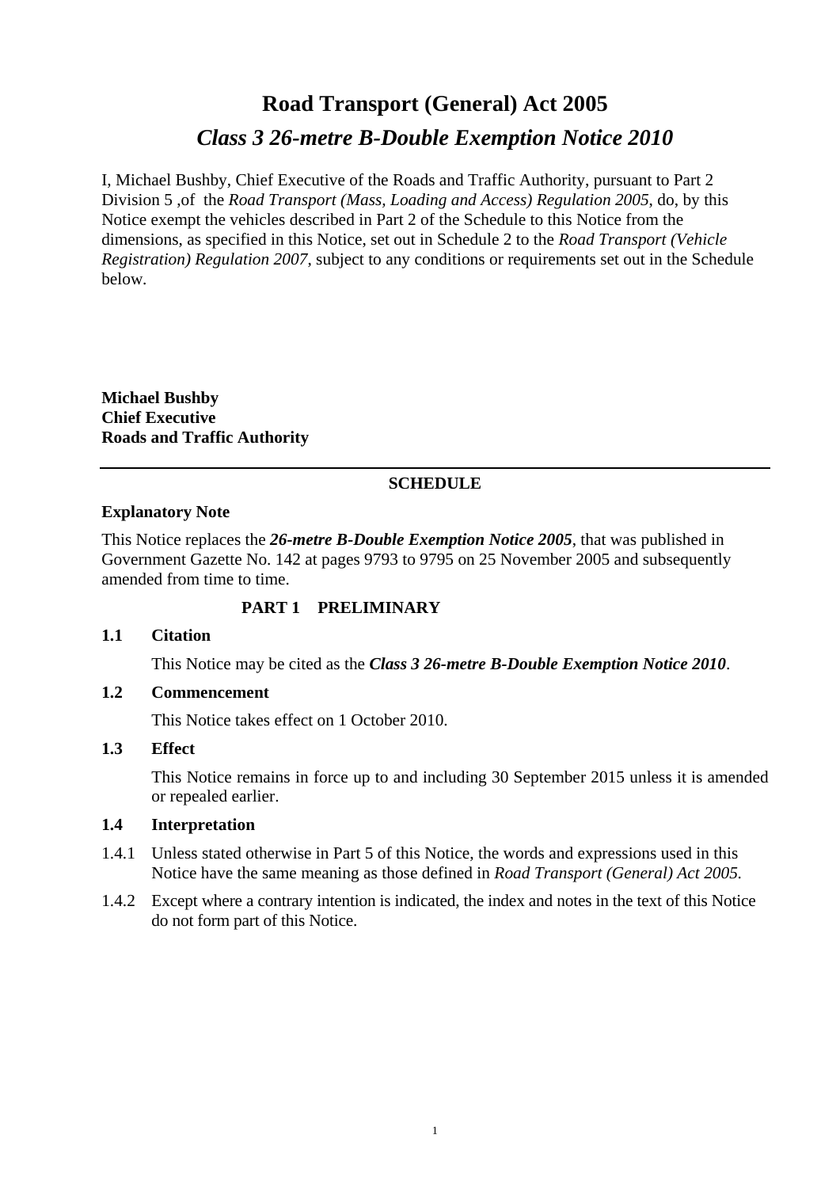# Road Transport (General) Act 2005

## *Class 3 26-metre B-Double Exemption Notice 2010*

I, Michael Bushby, Chief Executive of the Roads and Traffic Authority, pursuant to Part 2 Division 5 ,of the *Road Transport (Mass, Loading and Access) Regulation 2005*, do, by this Notice exempt the vehicles described in Part 2 of the Schedule to this Notice from the dimensions, as specified in this Notice, set out in Schedule 2 to the *Road Transport (Vehicle Registration) Regulation 2007*, subject to any conditions or requirements set out in the Schedule below.

**Michael Bushby**
**Chief Executive**
**Roads and Traffic Authority**

---

**SCHEDULE**

**Explanatory Note**

This Notice replaces the ***26-metre B-Double Exemption Notice 2005***, that was published in Government Gazette No. 142 at pages 9793 to 9795 on 25 November 2005 and subsequently amended from time to time.

### PART 1 PRELIMINARY

**1.1 Citation**

This Notice may be cited as the ***Class 3 26-metre B-Double Exemption Notice 2010***.

**1.2 Commencement**

This Notice takes effect on 1 October 2010.

**1.3 Effect**

This Notice remains in force up to and including 30 September 2015 unless it is amended or repealed earlier.

**1.4 Interpretation**

1.4.1 Unless stated otherwise in Part 5 of this Notice, the words and expressions used in this Notice have the same meaning as those defined in *Road Transport (General) Act 2005.*

1.4.2 Except where a contrary intention is indicated, the index and notes in the text of this Notice do not form part of this Notice.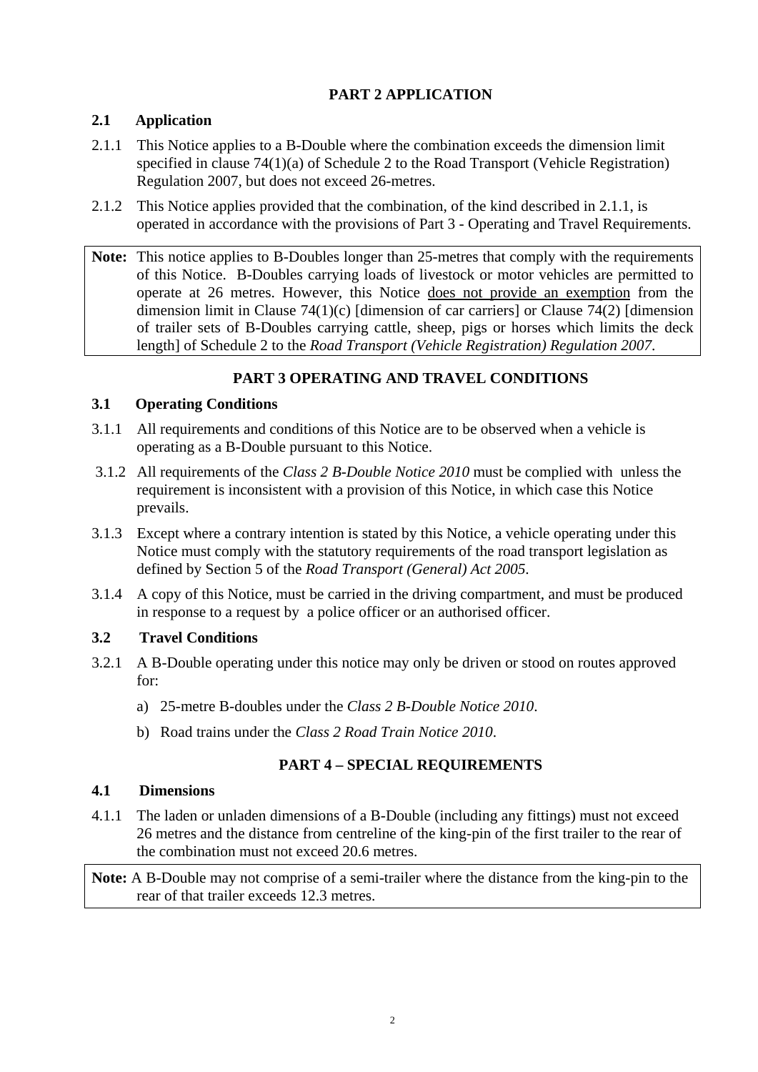## PART 2 APPLICATION

### 2.1 Application

2.1.1 This Notice applies to a B-Double where the combination exceeds the dimension limit specified in clause 74(1)(a) of Schedule 2 to the Road Transport (Vehicle Registration) Regulation 2007, but does not exceed 26-metres.

2.1.2 This Notice applies provided that the combination, of the kind described in 2.1.1, is operated in accordance with the provisions of Part 3 - Operating and Travel Requirements.

> **Note:** This notice applies to B-Doubles longer than 25-metres that comply with the requirements of this Notice. B-Doubles carrying loads of livestock or motor vehicles are permitted to operate at 26 metres. However, this Notice <u>does not provide an exemption</u> from the dimension limit in Clause 74(1)(c) [dimension of car carriers] or Clause 74(2) [dimension of trailer sets of B-Doubles carrying cattle, sheep, pigs or horses which limits the deck length] of Schedule 2 to the *Road Transport (Vehicle Registration) Regulation 2007*.

## PART 3 OPERATING AND TRAVEL CONDITIONS

### 3.1 Operating Conditions

3.1.1 All requirements and conditions of this Notice are to be observed when a vehicle is operating as a B-Double pursuant to this Notice.

3.1.2 All requirements of the *Class 2 B-Double Notice 2010* must be complied with unless the requirement is inconsistent with a provision of this Notice, in which case this Notice prevails.

3.1.3 Except where a contrary intention is stated by this Notice, a vehicle operating under this Notice must comply with the statutory requirements of the road transport legislation as defined by Section 5 of the *Road Transport (General) Act 2005*.

3.1.4 A copy of this Notice, must be carried in the driving compartment, and must be produced in response to a request by a police officer or an authorised officer.

### 3.2 Travel Conditions

3.2.1 A B-Double operating under this notice may only be driven or stood on routes approved for:

a) 25-metre B-doubles under the *Class 2 B-Double Notice 2010*.

b) Road trains under the *Class 2 Road Train Notice 2010*.

## PART 4 – SPECIAL REQUIREMENTS

### 4.1 Dimensions

4.1.1 The laden or unladen dimensions of a B-Double (including any fittings) must not exceed 26 metres and the distance from centreline of the king-pin of the first trailer to the rear of the combination must not exceed 20.6 metres.

> **Note:** A B-Double may not comprise of a semi-trailer where the distance from the king-pin to the rear of that trailer exceeds 12.3 metres.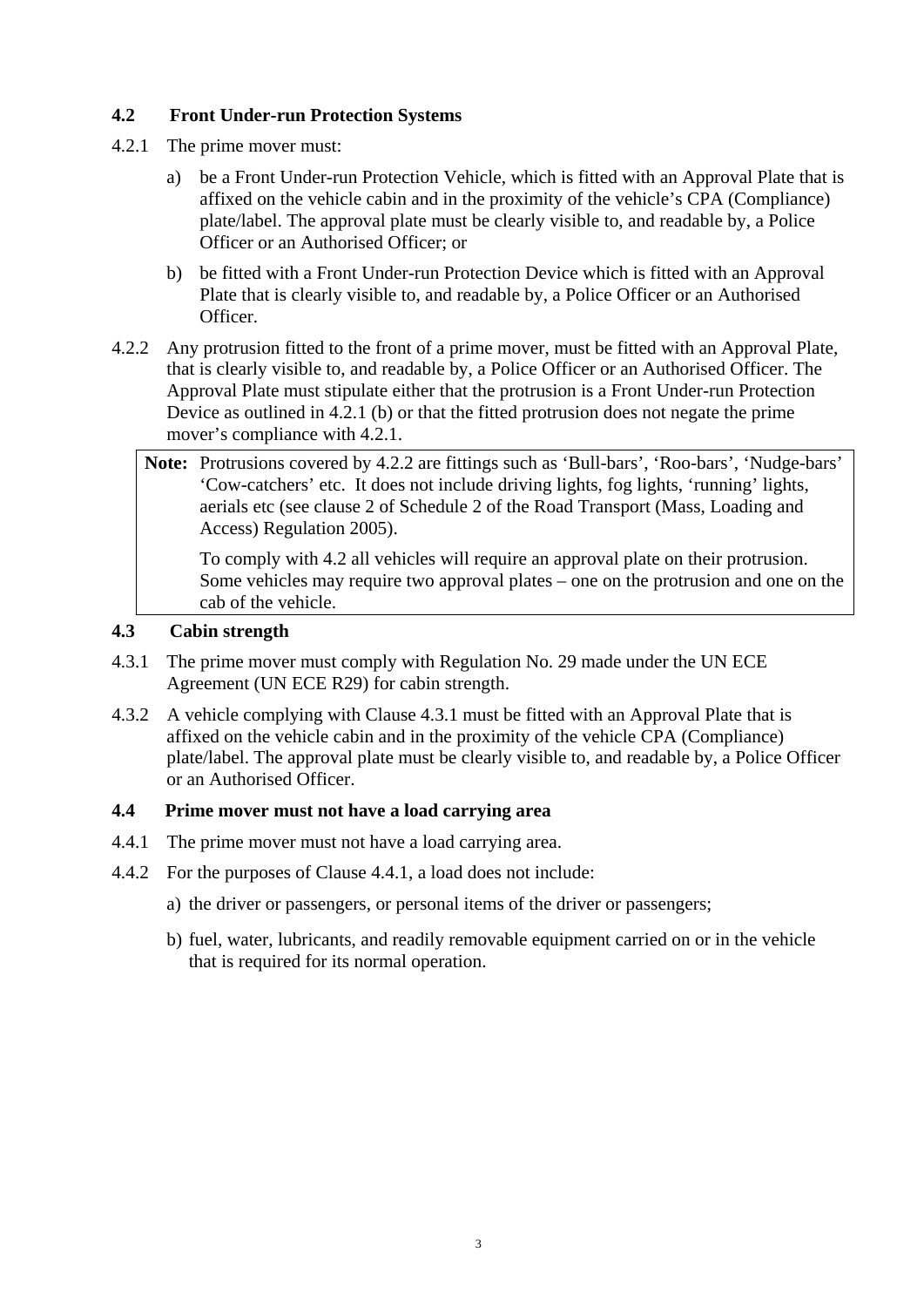### 4.2 Front Under-run Protection Systems

4.2.1 The prime mover must:

a) be a Front Under-run Protection Vehicle, which is fitted with an Approval Plate that is affixed on the vehicle cabin and in the proximity of the vehicle's CPA (Compliance) plate/label. The approval plate must be clearly visible to, and readable by, a Police Officer or an Authorised Officer; or

b) be fitted with a Front Under-run Protection Device which is fitted with an Approval Plate that is clearly visible to, and readable by, a Police Officer or an Authorised Officer.

4.2.2 Any protrusion fitted to the front of a prime mover, must be fitted with an Approval Plate, that is clearly visible to, and readable by, a Police Officer or an Authorised Officer. The Approval Plate must stipulate either that the protrusion is a Front Under-run Protection Device as outlined in 4.2.1 (b) or that the fitted protrusion does not negate the prime mover's compliance with 4.2.1.

> **Note:** Protrusions covered by 4.2.2 are fittings such as 'Bull-bars', 'Roo-bars', 'Nudge-bars' 'Cow-catchers' etc. It does not include driving lights, fog lights, 'running' lights, aerials etc (see clause 2 of Schedule 2 of the Road Transport (Mass, Loading and Access) Regulation 2005).
>
> To comply with 4.2 all vehicles will require an approval plate on their protrusion. Some vehicles may require two approval plates – one on the protrusion and one on the cab of the vehicle.

### 4.3 Cabin strength

4.3.1 The prime mover must comply with Regulation No. 29 made under the UN ECE Agreement (UN ECE R29) for cabin strength.

4.3.2 A vehicle complying with Clause 4.3.1 must be fitted with an Approval Plate that is affixed on the vehicle cabin and in the proximity of the vehicle CPA (Compliance) plate/label. The approval plate must be clearly visible to, and readable by, a Police Officer or an Authorised Officer.

### 4.4 Prime mover must not have a load carrying area

4.4.1 The prime mover must not have a load carrying area.

4.4.2 For the purposes of Clause 4.4.1, a load does not include:

a) the driver or passengers, or personal items of the driver or passengers;

b) fuel, water, lubricants, and readily removable equipment carried on or in the vehicle that is required for its normal operation.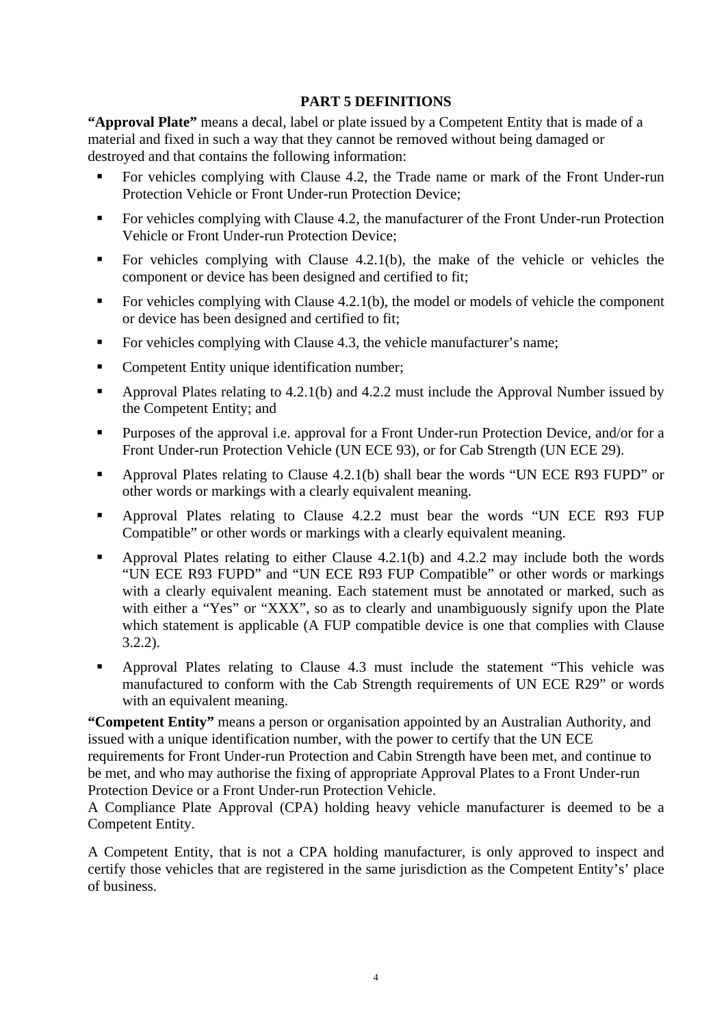## PART 5 DEFINITIONS

**"Approval Plate"** means a decal, label or plate issued by a Competent Entity that is made of a material and fixed in such a way that they cannot be removed without being damaged or destroyed and that contains the following information:

- For vehicles complying with Clause 4.2, the Trade name or mark of the Front Under-run Protection Vehicle or Front Under-run Protection Device;
- For vehicles complying with Clause 4.2, the manufacturer of the Front Under-run Protection Vehicle or Front Under-run Protection Device;
- For vehicles complying with Clause 4.2.1(b), the make of the vehicle or vehicles the component or device has been designed and certified to fit;
- For vehicles complying with Clause 4.2.1(b), the model or models of vehicle the component or device has been designed and certified to fit;
- For vehicles complying with Clause 4.3, the vehicle manufacturer's name;
- Competent Entity unique identification number;
- Approval Plates relating to 4.2.1(b) and 4.2.2 must include the Approval Number issued by the Competent Entity; and
- Purposes of the approval i.e. approval for a Front Under-run Protection Device, and/or for a Front Under-run Protection Vehicle (UN ECE 93), or for Cab Strength (UN ECE 29).
- Approval Plates relating to Clause 4.2.1(b) shall bear the words "UN ECE R93 FUPD" or other words or markings with a clearly equivalent meaning.
- Approval Plates relating to Clause 4.2.2 must bear the words "UN ECE R93 FUP Compatible" or other words or markings with a clearly equivalent meaning.
- Approval Plates relating to either Clause 4.2.1(b) and 4.2.2 may include both the words "UN ECE R93 FUPD" and "UN ECE R93 FUP Compatible" or other words or markings with a clearly equivalent meaning. Each statement must be annotated or marked, such as with either a "Yes" or "XXX", so as to clearly and unambiguously signify upon the Plate which statement is applicable (A FUP compatible device is one that complies with Clause 3.2.2).
- Approval Plates relating to Clause 4.3 must include the statement "This vehicle was manufactured to conform with the Cab Strength requirements of UN ECE R29" or words with an equivalent meaning.

**"Competent Entity"** means a person or organisation appointed by an Australian Authority, and issued with a unique identification number, with the power to certify that the UN ECE requirements for Front Under-run Protection and Cabin Strength have been met, and continue to be met, and who may authorise the fixing of appropriate Approval Plates to a Front Under-run Protection Device or a Front Under-run Protection Vehicle.
A Compliance Plate Approval (CPA) holding heavy vehicle manufacturer is deemed to be a Competent Entity.

A Competent Entity, that is not a CPA holding manufacturer, is only approved to inspect and certify those vehicles that are registered in the same jurisdiction as the Competent Entity's' place of business.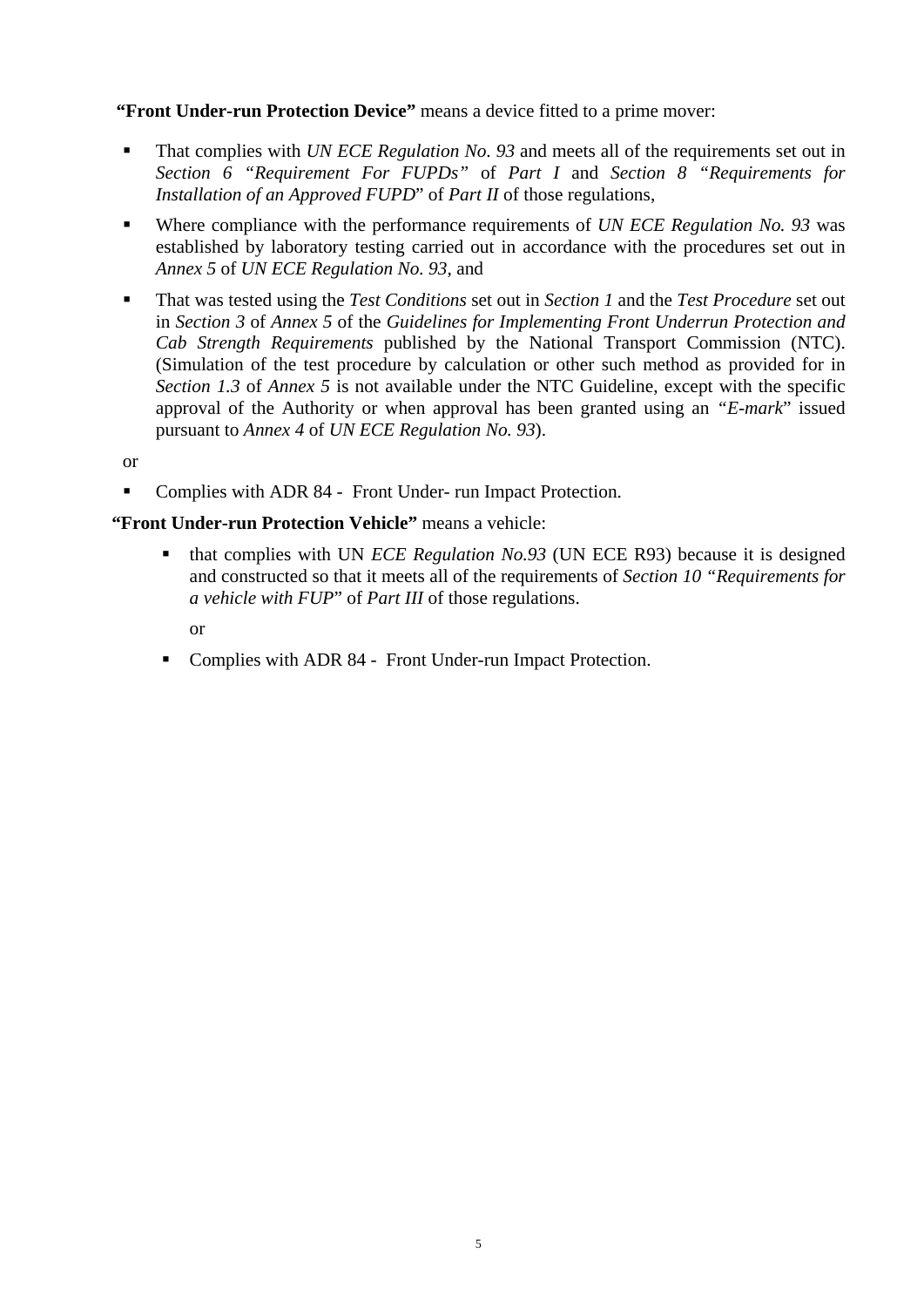**"Front Under-run Protection Device"** means a device fitted to a prime mover:

- That complies with *UN ECE Regulation No. 93* and meets all of the requirements set out in *Section 6 "Requirement For FUPDs"* of *Part I* and *Section 8 "Requirements for Installation of an Approved FUPD*" of *Part II* of those regulations,
- Where compliance with the performance requirements of *UN ECE Regulation No. 93* was established by laboratory testing carried out in accordance with the procedures set out in *Annex 5* of *UN ECE Regulation No. 93*, and
- That was tested using the *Test Conditions* set out in *Section 1* and the *Test Procedure* set out in *Section 3* of *Annex 5* of the *Guidelines for Implementing Front Underrun Protection and Cab Strength Requirements* published by the National Transport Commission (NTC). (Simulation of the test procedure by calculation or other such method as provided for in *Section 1.3* of *Annex 5* is not available under the NTC Guideline, except with the specific approval of the Authority or when approval has been granted using an "*E-mark*" issued pursuant to *Annex 4* of *UN ECE Regulation No. 93*).

or

- Complies with ADR 84 - Front Under- run Impact Protection.

**"Front Under-run Protection Vehicle"** means a vehicle:

- that complies with UN *ECE Regulation No.93* (UN ECE R93) because it is designed and constructed so that it meets all of the requirements of *Section 10 "Requirements for a vehicle with FUP*" of *Part III* of those regulations.

  or

- Complies with ADR 84 - Front Under-run Impact Protection.